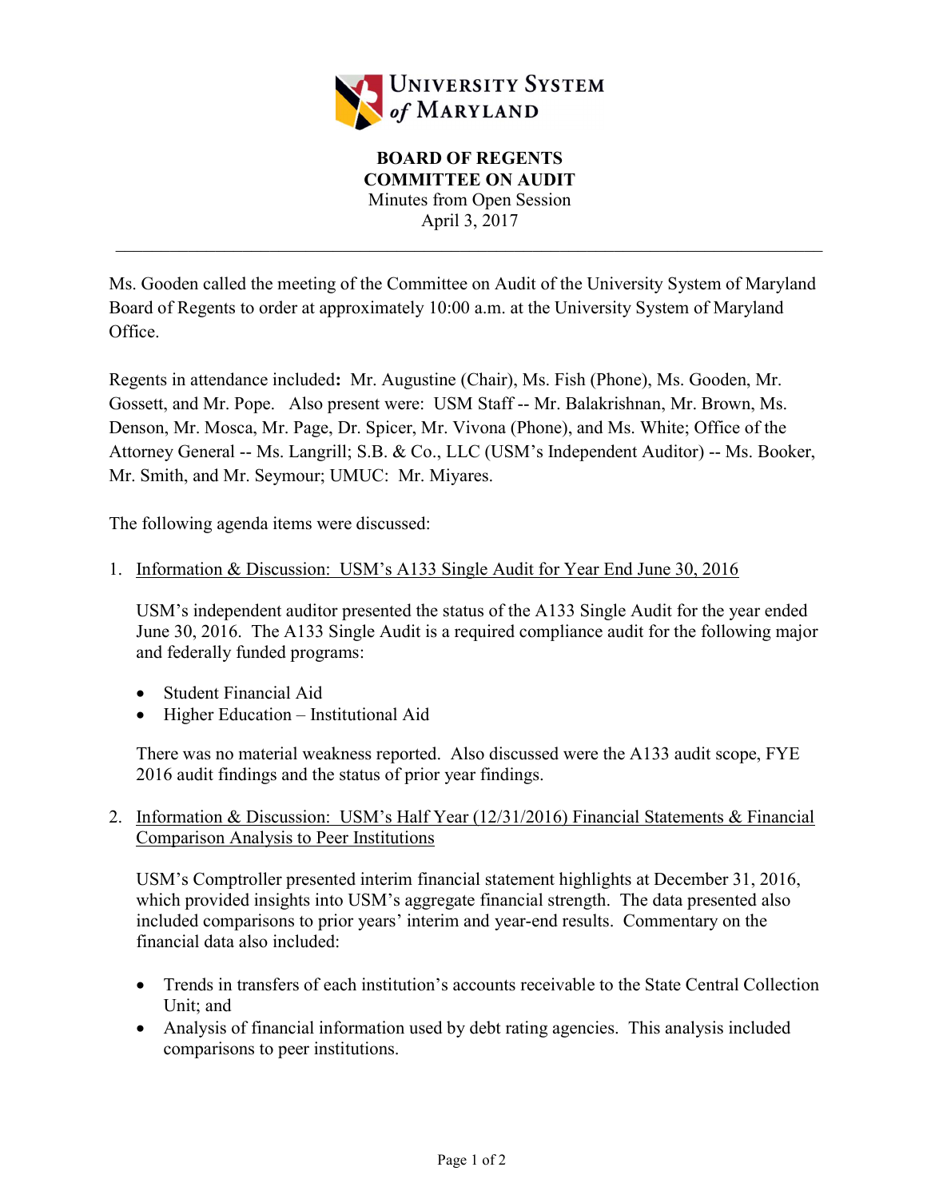**UNIVERSITY SYSTEM of MARYLAND**

# BOARD OF REGENTS
## COMMITTEE ON AUDIT
Minutes from Open Session
April 3, 2017

---

Ms. Gooden called the meeting of the Committee on Audit of the University System of Maryland Board of Regents to order at approximately 10:00 a.m. at the University System of Maryland Office.

Regents in attendance included**:** Mr. Augustine (Chair), Ms. Fish (Phone), Ms. Gooden, Mr. Gossett, and Mr. Pope. Also present were: USM Staff -- Mr. Balakrishnan, Mr. Brown, Ms. Denson, Mr. Mosca, Mr. Page, Dr. Spicer, Mr. Vivona (Phone), and Ms. White; Office of the Attorney General -- Ms. Langrill; S.B. & Co., LLC (USM's Independent Auditor) -- Ms. Booker, Mr. Smith, and Mr. Seymour; UMUC: Mr. Miyares.

The following agenda items were discussed:

1. <u>Information & Discussion: USM's A133 Single Audit for Year End June 30, 2016</u>

   USM's independent auditor presented the status of the A133 Single Audit for the year ended June 30, 2016. The A133 Single Audit is a required compliance audit for the following major and federally funded programs:

   - Student Financial Aid
   - Higher Education – Institutional Aid

   There was no material weakness reported. Also discussed were the A133 audit scope, FYE 2016 audit findings and the status of prior year findings.

2. <u>Information & Discussion: USM's Half Year (12/31/2016) Financial Statements & Financial Comparison Analysis to Peer Institutions</u>

   USM's Comptroller presented interim financial statement highlights at December 31, 2016, which provided insights into USM's aggregate financial strength. The data presented also included comparisons to prior years' interim and year-end results. Commentary on the financial data also included:

   - Trends in transfers of each institution's accounts receivable to the State Central Collection Unit; and
   - Analysis of financial information used by debt rating agencies. This analysis included comparisons to peer institutions.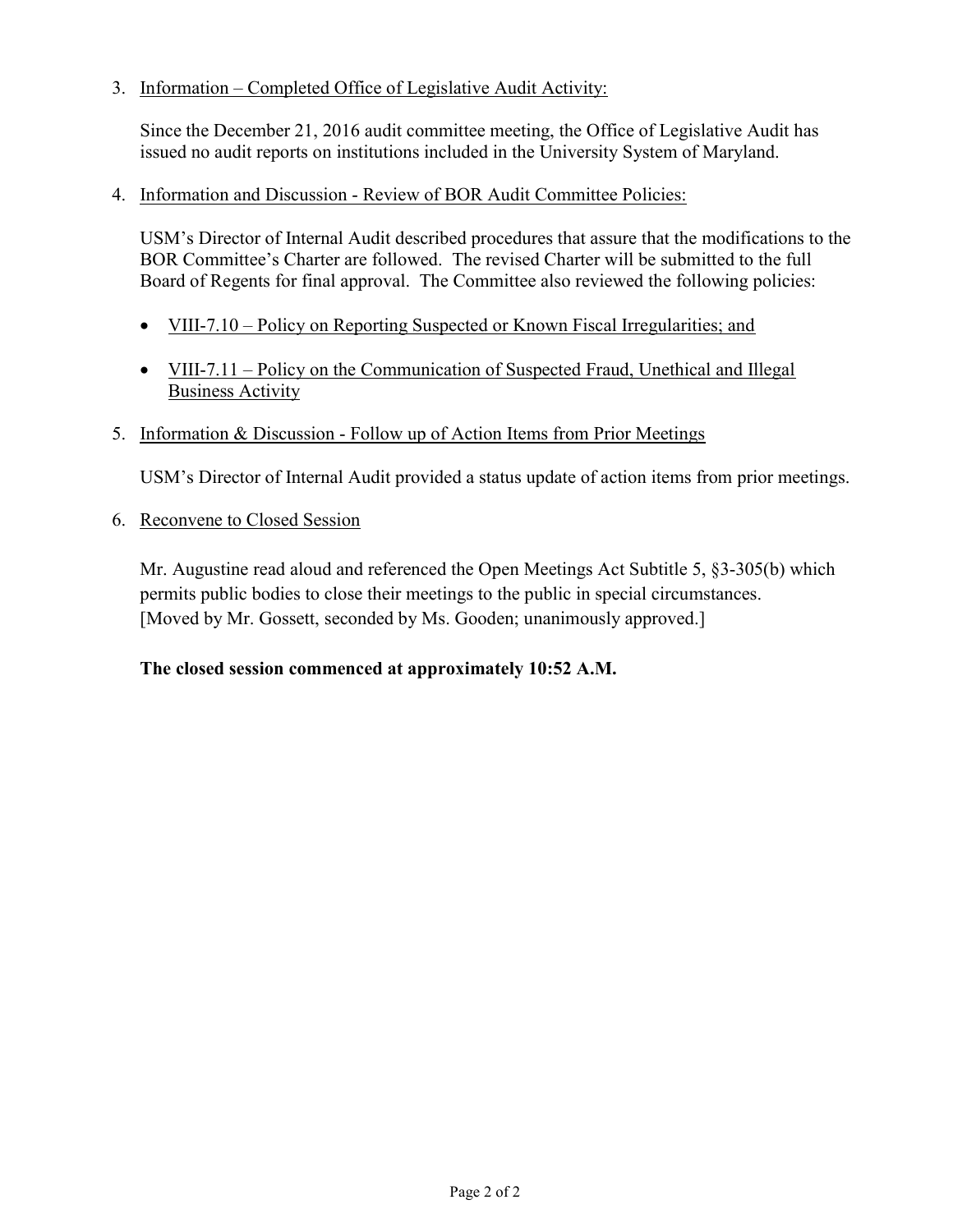3. Information – Completed Office of Legislative Audit Activity:

   Since the December 21, 2016 audit committee meeting, the Office of Legislative Audit has issued no audit reports on institutions included in the University System of Maryland.

4. Information and Discussion - Review of BOR Audit Committee Policies:

   USM's Director of Internal Audit described procedures that assure that the modifications to the BOR Committee's Charter are followed. The revised Charter will be submitted to the full Board of Regents for final approval. The Committee also reviewed the following policies:

   - VIII-7.10 – Policy on Reporting Suspected or Known Fiscal Irregularities; and
   - VIII-7.11 – Policy on the Communication of Suspected Fraud, Unethical and Illegal Business Activity

5. Information & Discussion - Follow up of Action Items from Prior Meetings

   USM's Director of Internal Audit provided a status update of action items from prior meetings.

6. Reconvene to Closed Session

   Mr. Augustine read aloud and referenced the Open Meetings Act Subtitle 5, §3-305(b) which permits public bodies to close their meetings to the public in special circumstances.
   [Moved by Mr. Gossett, seconded by Ms. Gooden; unanimously approved.]

   **The closed session commenced at approximately 10:52 A.M.**